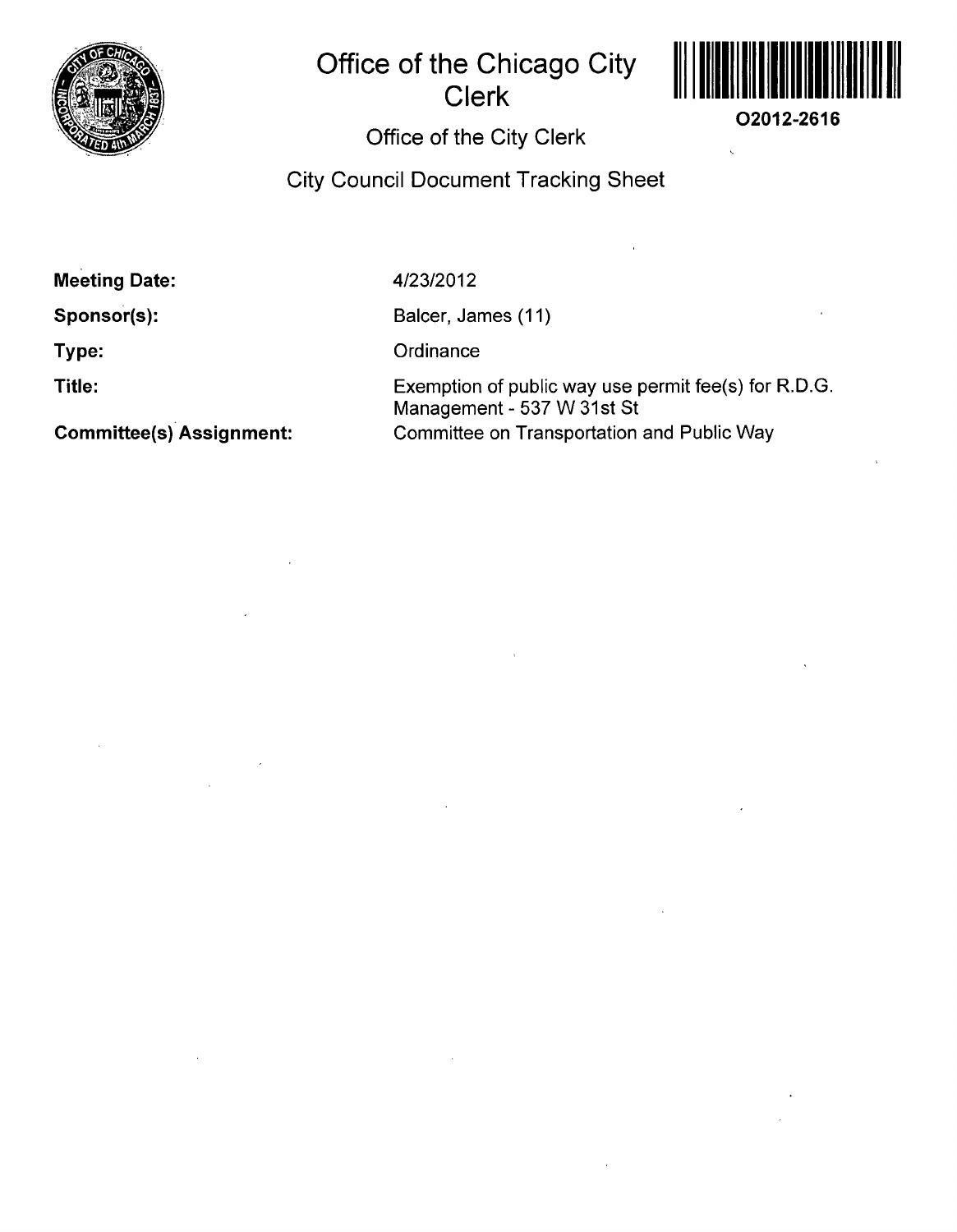# Office of the Chicago City Clerk

O2012-2616

## Office of the City Clerk

## City Council Document Tracking Sheet

| | |
|---|---|
| **Meeting Date:** | 4/23/2012 |
| **Sponsor(s):** | Balcer, James (11) |
| **Type:** | Ordinance |
| **Title:** | Exemption of public way use permit fee(s) for R.D.G. Management - 537 W 31st St |
| **Committee(s) Assignment:** | Committee on Transportation and Public Way |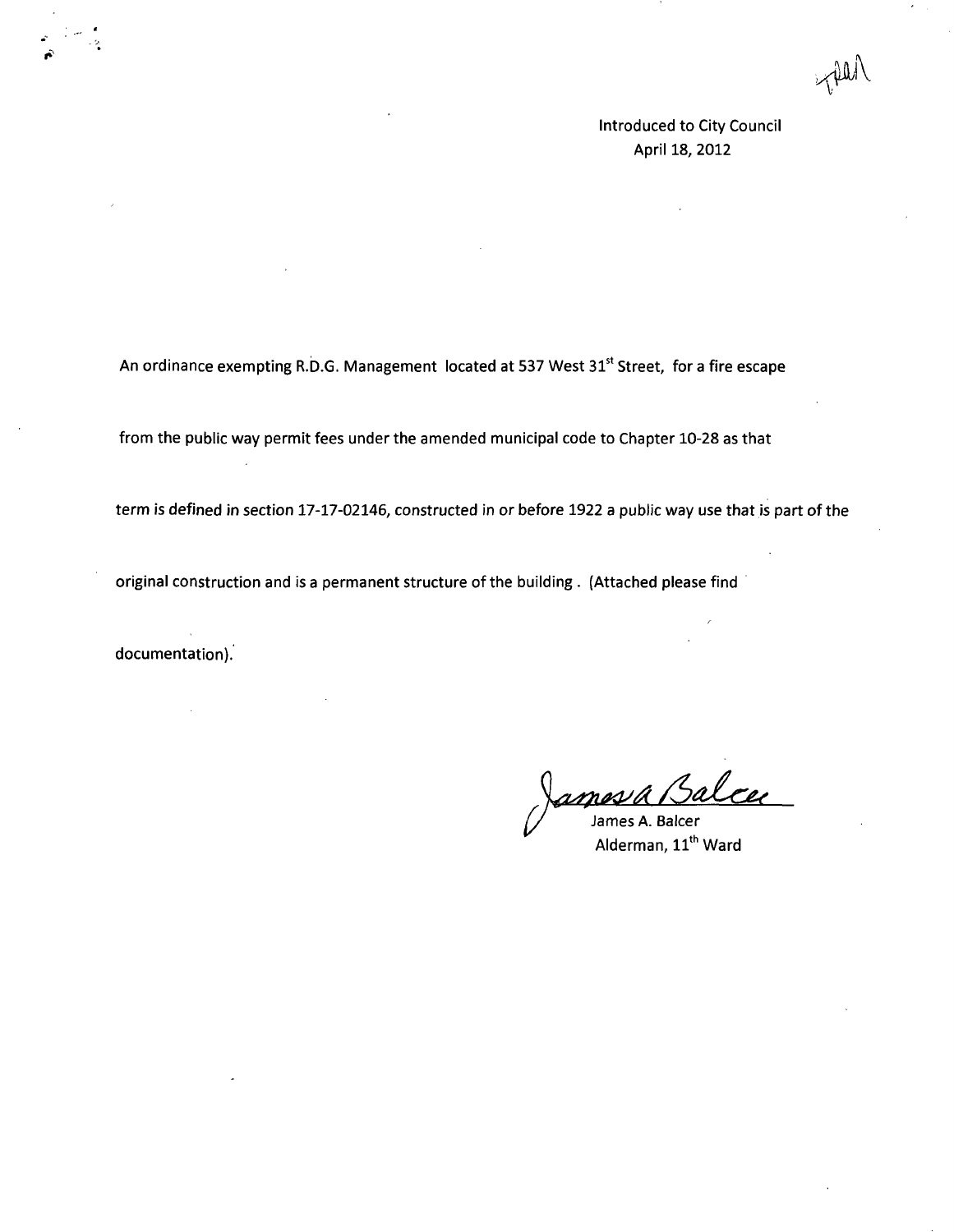Introduced to City Council
April 18, 2012

An ordinance exempting R.D.G. Management located at 537 West 31st Street, for a fire escape from the public way permit fees under the amended municipal code to Chapter 10-28 as that term is defined in section 17-17-02146, constructed in or before 1922 a public way use that is part of the original construction and is a permanent structure of the building. (Attached please find documentation).

James A. Balcer
Alderman, 11th Ward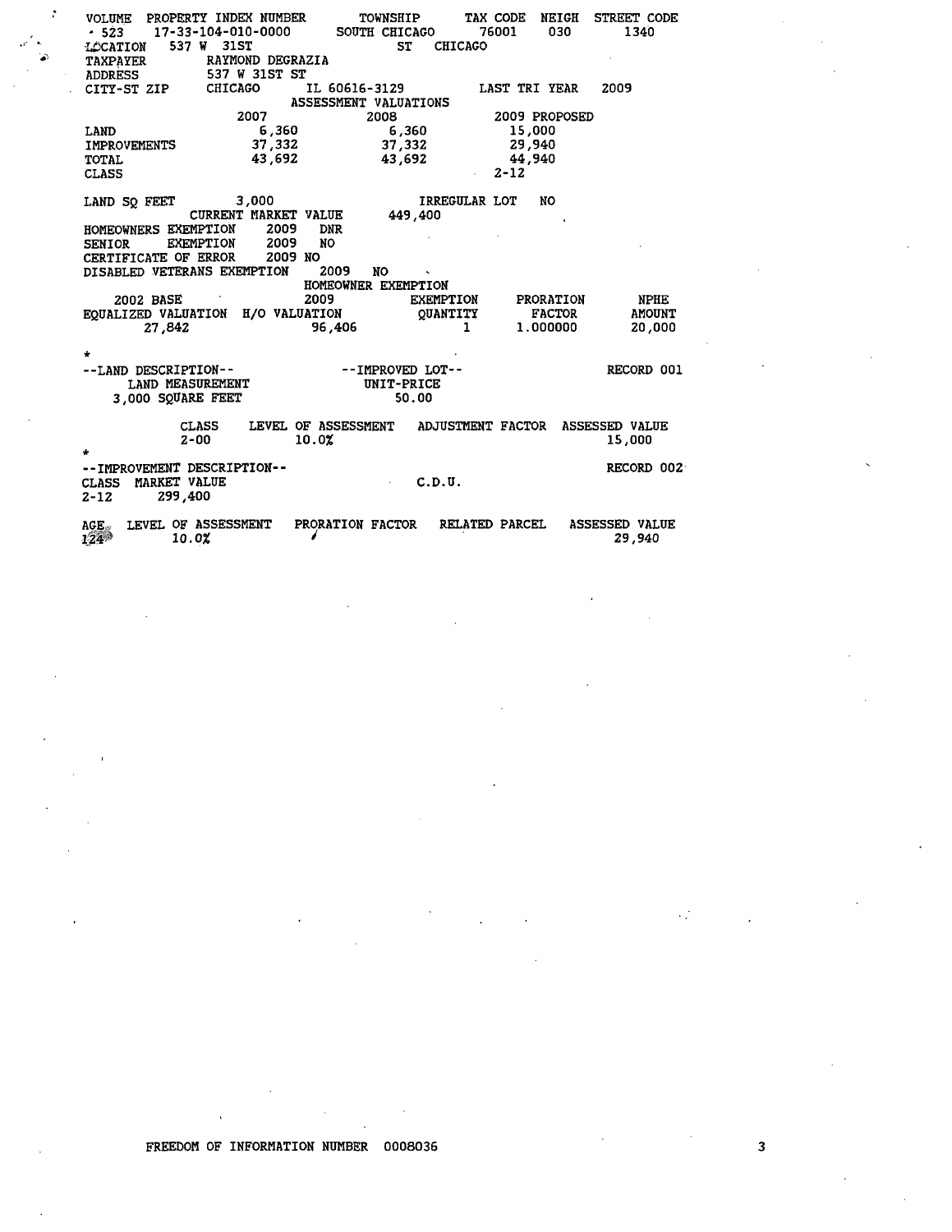| VOLUME | PROPERTY INDEX NUMBER | TOWNSHIP | TAX CODE | NEIGH | STREET CODE |
|---|---|---|---|---|---|
| 523 | 17-33-104-010-0000 | SOUTH CHICAGO | 76001 | 030 | 1340 |

LOCATION 537 W 31ST ST CHICAGO
TAXPAYER RAYMOND DEGRAZIA
ADDRESS 537 W 31ST ST
CITY-ST ZIP CHICAGO IL 60616-3129 LAST TRI YEAR 2009

ASSESSMENT VALUATIONS

| | 2007 | 2008 | 2009 PROPOSED |
|---|---|---|---|
| LAND | 6,360 | 6,360 | 15,000 |
| IMPROVEMENTS | 37,332 | 37,332 | 29,940 |
| TOTAL | 43,692 | 43,692 | 44,940 |
| CLASS | | | 2-12 |

LAND SQ FEET 3,000 IRREGULAR LOT NO
CURRENT MARKET VALUE 449,400
HOMEOWNERS EXEMPTION 2009 DNR
SENIOR EXEMPTION 2009 NO
CERTIFICATE OF ERROR 2009 NO
DISABLED VETERANS EXEMPTION 2009 NO

HOMEOWNER EXEMPTION

| 2002 BASE EQUALIZED VALUATION | 2009 H/O VALUATION | EXEMPTION QUANTITY | PRORATION FACTOR | NPHE AMOUNT |
|---|---|---|---|---|
| 27,842 | 96,406 | 1 | 1.000000 | 20,000 |

*

--LAND DESCRIPTION-- --IMPROVED LOT-- RECORD 001

| LAND MEASUREMENT | UNIT-PRICE |
|---|---|
| 3,000 SQUARE FEET | 50.00 |

| CLASS | LEVEL OF ASSESSMENT | ADJUSTMENT FACTOR | ASSESSED VALUE |
|---|---|---|---|
| 2-00 | 10.0% | | 15,000 |

*

--IMPROVEMENT DESCRIPTION-- RECORD 002

| CLASS | MARKET VALUE | C.D.U. |
|---|---|---|
| 2-12 | 299,400 | |

| AGE | LEVEL OF ASSESSMENT | PRORATION FACTOR | RELATED PARCEL | ASSESSED VALUE |
|---|---|---|---|---|
| 124 | 10.0% | | | 29,940 |

FREEDOM OF INFORMATION NUMBER 0008036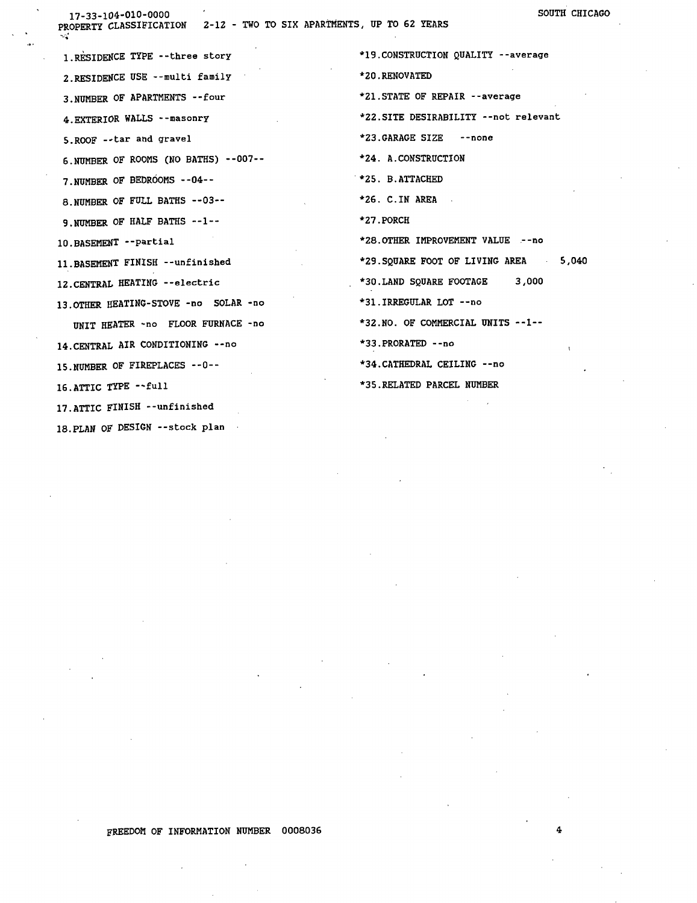17-33-104-010-0000 SOUTH CHICAGO

PROPERTY CLASSIFICATION 2-12 - TWO TO SIX APARTMENTS, UP TO 62 YEARS

1. RESIDENCE TYPE --three story
2. RESIDENCE USE --multi family
3. NUMBER OF APARTMENTS --four
4. EXTERIOR WALLS --masonry
5. ROOF --tar and gravel
6. NUMBER OF ROOMS (NO BATHS) --007--
7. NUMBER OF BEDROOMS --04--
8. NUMBER OF FULL BATHS --03--
9. NUMBER OF HALF BATHS --1--
10. BASEMENT --partial
11. BASEMENT FINISH --unfinished
12. CENTRAL HEATING --electric
13. OTHER HEATING-STOVE -no SOLAR -no
    UNIT HEATER -no FLOOR FURNACE -no
14. CENTRAL AIR CONDITIONING --no
15. NUMBER OF FIREPLACES --0--
16. ATTIC TYPE --full
17. ATTIC FINISH --unfinished
18. PLAN OF DESIGN --stock plan

*19. CONSTRUCTION QUALITY --average

*20. RENOVATED

*21. STATE OF REPAIR --average

*22. SITE DESIRABILITY --not relevant

*23. GARAGE SIZE --none

*24. A. CONSTRUCTION

*25. B. ATTACHED

*26. C. IN AREA

*27. PORCH

*28. OTHER IMPROVEMENT VALUE --no

*29. SQUARE FOOT OF LIVING AREA 5,040

*30. LAND SQUARE FOOTAGE 3,000

*31. IRREGULAR LOT --no

*32. NO. OF COMMERCIAL UNITS --1--

*33. PRORATED --no

*34. CATHEDRAL CEILING --no

*35. RELATED PARCEL NUMBER

FREEDOM OF INFORMATION NUMBER 0008036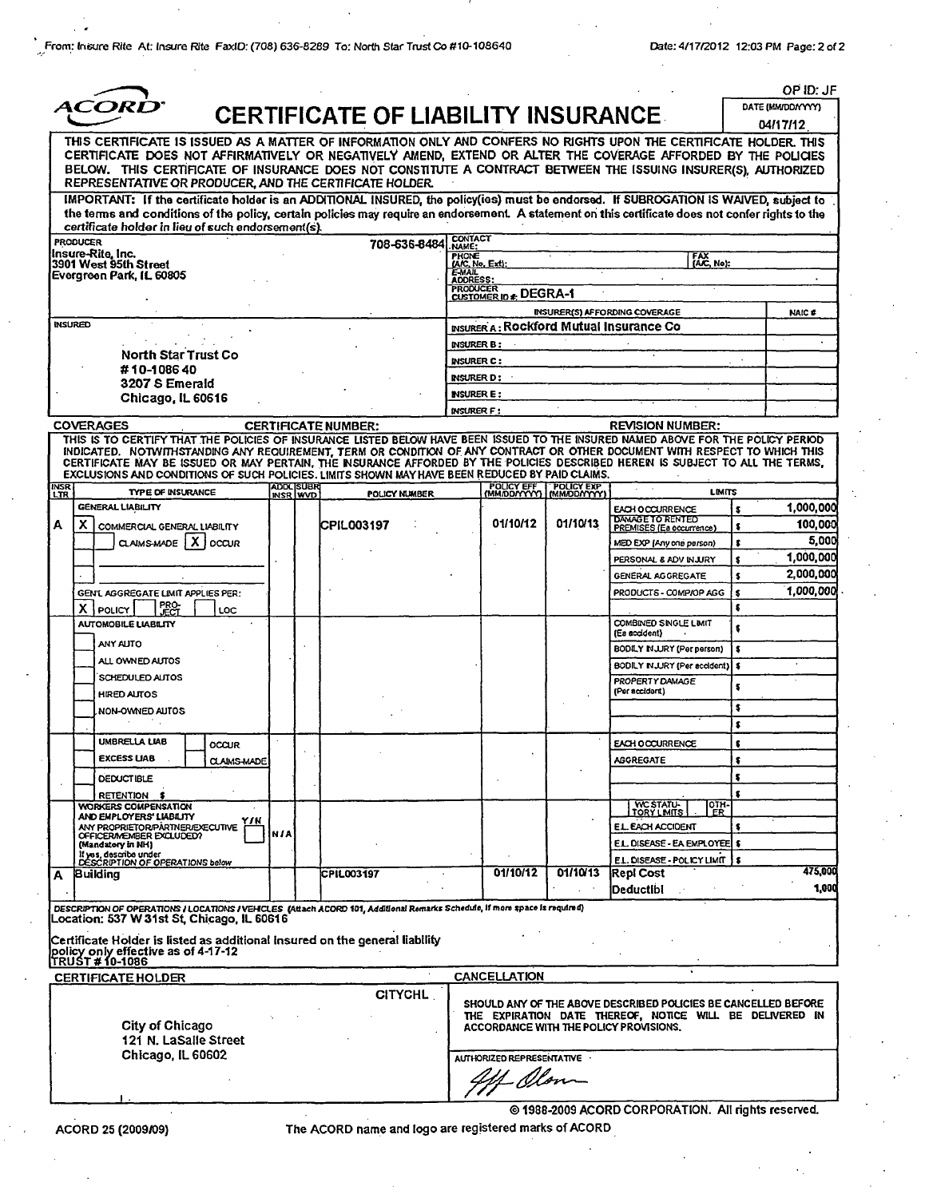From: Insure Rite At: Insure Rite FaxID: (708) 636-8289 To: North Star Trust Co #10-108640 Date: 4/17/2012 12:03 PM Page: 2 of 2

OP ID: JF

# ACORD CERTIFICATE OF LIABILITY INSURANCE

DATE (MM/DD/YYYY) 04/17/12

THIS CERTIFICATE IS ISSUED AS A MATTER OF INFORMATION ONLY AND CONFERS NO RIGHTS UPON THE CERTIFICATE HOLDER. THIS CERTIFICATE DOES NOT AFFIRMATIVELY OR NEGATIVELY AMEND, EXTEND OR ALTER THE COVERAGE AFFORDED BY THE POLICIES BELOW. THIS CERTIFICATE OF INSURANCE DOES NOT CONSTITUTE A CONTRACT BETWEEN THE ISSUING INSURER(S), AUTHORIZED REPRESENTATIVE OR PRODUCER, AND THE CERTIFICATE HOLDER.

IMPORTANT: If the certificate holder is an ADDITIONAL INSURED, the policy(ies) must be endorsed. If SUBROGATION IS WAIVED, subject to the terms and conditions of the policy, certain policies may require an endorsement. A statement on this certificate does not confer rights to the certificate holder in lieu of such endorsement(s).

| | |
|---|---|
| **PRODUCER** 708-636-8484<br>Insure-Rite, Inc.<br>3901 West 95th Street<br>Evergreen Park, IL 60805 | CONTACT NAME:<br>PHONE (A/C, No, Ext): FAX (A/C, No):<br>E-MAIL ADDRESS:<br>PRODUCER CUSTOMER ID #: DEGRA-1 |
| | **INSURER(S) AFFORDING COVERAGE** — NAIC # |
| **INSURED**<br>North Star Trust Co<br>#10-108640<br>3207 S Emerald<br>Chicago, IL 60616 | INSURER A: Rockford Mutual Insurance Co<br>INSURER B:<br>INSURER C:<br>INSURER D:<br>INSURER E:<br>INSURER F: |

**COVERAGES** CERTIFICATE NUMBER: REVISION NUMBER:

THIS IS TO CERTIFY THAT THE POLICIES OF INSURANCE LISTED BELOW HAVE BEEN ISSUED TO THE INSURED NAMED ABOVE FOR THE POLICY PERIOD INDICATED. NOTWITHSTANDING ANY REQUIREMENT, TERM OR CONDITION OF ANY CONTRACT OR OTHER DOCUMENT WITH RESPECT TO WHICH THIS CERTIFICATE MAY BE ISSUED OR MAY PERTAIN, THE INSURANCE AFFORDED BY THE POLICIES DESCRIBED HEREIN IS SUBJECT TO ALL THE TERMS, EXCLUSIONS AND CONDITIONS OF SUCH POLICIES. LIMITS SHOWN MAY HAVE BEEN REDUCED BY PAID CLAIMS.

| INSR LTR | TYPE OF INSURANCE | ADDL INSR | SUBR WVD | POLICY NUMBER | POLICY EFF (MM/DD/YYYY) | POLICY EXP (MM/DD/YYYY) | LIMITS | |
|---|---|---|---|---|---|---|---|---|
| A | GENERAL LIABILITY<br>X COMMERCIAL GENERAL LIABILITY<br>CLAIMS-MADE X OCCUR<br>GEN'L AGGREGATE LIMIT APPLIES PER:<br>X POLICY PRO-JECT LOC | | | CPIL003197 | 01/10/12 | 01/10/13 | EACH OCCURRENCE | $ 1,000,000 |
| | | | | | | | DAMAGE TO RENTED PREMISES (Ea occurrence) | $ 100,000 |
| | | | | | | | MED EXP (Any one person) | $ 5,000 |
| | | | | | | | PERSONAL & ADV INJURY | $ 1,000,000 |
| | | | | | | | GENERAL AGGREGATE | $ 2,000,000 |
| | | | | | | | PRODUCTS - COMP/OP AGG | $ 1,000,000 |
| | AUTOMOBILE LIABILITY<br>ANY AUTO<br>ALL OWNED AUTOS<br>SCHEDULED AUTOS<br>HIRED AUTOS<br>NON-OWNED AUTOS | | | | | | COMBINED SINGLE LIMIT (Ea accident) | $ |
| | | | | | | | BODILY INJURY (Per person) | $ |
| | | | | | | | BODILY INJURY (Per accident) | $ |
| | | | | | | | PROPERTY DAMAGE (Per accident) | $ |
| | UMBRELLA LIAB OCCUR<br>EXCESS LIAB CLAIMS-MADE<br>DEDUCTIBLE<br>RETENTION $ | | | | | | EACH OCCURRENCE | $ |
| | | | | | | | AGGREGATE | $ |
| | WORKERS COMPENSATION AND EMPLOYERS' LIABILITY Y/N<br>ANY PROPRIETOR/PARTNER/EXECUTIVE OFFICER/MEMBER EXCLUDED? (Mandatory in NH)<br>If yes, describe under DESCRIPTION OF OPERATIONS below | N/A | | | | | WC STATU-TORY LIMITS / OTH-ER | |
| | | | | | | | E.L. EACH ACCIDENT | $ |
| | | | | | | | E.L. DISEASE - EA EMPLOYEE | $ |
| | | | | | | | E.L. DISEASE - POLICY LIMIT | $ |
| A | Building | | | CPIL003197 | 01/10/12 | 01/10/13 | Repl Cost | 475,000 |
| | | | | | | | Deductibl | 1,000 |

DESCRIPTION OF OPERATIONS / LOCATIONS / VEHICLES (Attach ACORD 101, Additional Remarks Schedule, if more space is required)

Location: 537 W 31st St, Chicago, IL 60616

Certificate Holder is listed as additional insured on the general liability policy only effective as of 4-17-12
TRUST #10-1086

| CERTIFICATE HOLDER | CANCELLATION |
|---|---|
| CITYCHL<br>City of Chicago<br>121 N. LaSalle Street<br>Chicago, IL 60602 | SHOULD ANY OF THE ABOVE DESCRIBED POLICIES BE CANCELLED BEFORE THE EXPIRATION DATE THEREOF, NOTICE WILL BE DELIVERED IN ACCORDANCE WITH THE POLICY PROVISIONS.<br><br>AUTHORIZED REPRESENTATIVE<br>Jeff Olson |

© 1988-2009 ACORD CORPORATION. All rights reserved.

ACORD 25 (2009/09) The ACORD name and logo are registered marks of ACORD